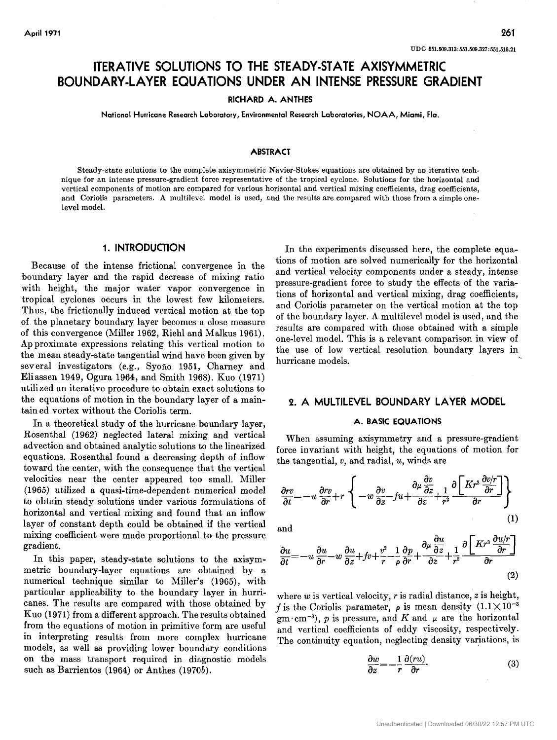UDC 551.509.313:551.509.327:551.515.21

# ITERATIVE SOLUTIONS TO THE STEADY-STATE AXISYMMETRIC BOUNDARY-LAYER EQUATIONS UNDER AN INTENSE PRESSURE GRADIENT

**RICHARD A. ANTHES**

National Hurricane Research Laboratory, Environmental Research Laboratories, NOAA, Miami, Fla.

### ABSTRACT

Steady-state solutions to the complete axisymmetric Navier-Stokes equations are obtained by an iterative technique for an intense pressure-gradient force representative of the tropical cyclone. Solutions for the horizontal and vertical components of motion are compared for various horizontal and vertical mixing coefficients, drag coefficients, and Coriolis parameters. A multilevel model is used, and the results are compared with those from a simple one-level model.

## 1. INTRODUCTION

Because of the intense frictional convergence in the boundary layer and the rapid decrease of mixing ratio with height, the major water vapor convergence in tropical cyclones occurs in the lowest few kilometers. Thus, the frictionally induced vertical motion at the top of the planetary boundary layer becomes a close measure of this convergence (Miller 1962, Riehl and Malkus 1961). Approximate expressions relating this vertical motion to the mean steady-state tangential wind have been given by several investigators (e.g., Syoño 1951, Charney and Eliassen 1949, Ogura 1964, and Smith 1968). Kuo (1971) utilized an iterative procedure to obtain exact solutions to the equations of motion in the boundary layer of a maintained vortex without the Coriolis term.

In a theoretical study of the hurricane boundary layer, Rosenthal (1962) neglected lateral mixing and vertical advection and obtained analytic solutions to the linearized equations. Rosenthal found a decreasing depth of inflow toward the center, with the consequence that the vertical velocities near the center appeared too small. Miller (1965) utilized a quasi-time-dependent numerical model to obtain steady solutions under various formulations of horizontal and vertical mixing and found that an inflow layer of constant depth could be obtained if the vertical mixing coefficient were made proportional to the pressure gradient.

In this paper, steady-state solutions to the axisymmetric boundary-layer equations are obtained by a numerical technique similar to Miller's (1965), with particular applicability to the boundary layer in hurricanes. The results are compared with those obtained by Kuo (1971) from a different approach. The results obtained from the equations of motion in primitive form are useful in interpreting results from more complex hurricane models, as well as providing lower boundary conditions on the mass transport required in diagnostic models such as Barrientos (1964) or Anthes (1970*b*).

In the experiments discussed here, the complete equations of motion are solved numerically for the horizontal and vertical velocity components under a steady, intense pressure-gradient force to study the effects of the variations of horizontal and vertical mixing, drag coefficients, and Coriolis parameter on the vertical motion at the top of the boundary layer. A multilevel model is used, and the results are compared with those obtained with a simple one-level model. This is a relevant comparison in view of the use of low vertical resolution boundary layers in hurricane models.

## 2. A MULTILEVEL BOUNDARY LAYER MODEL

### A. BASIC EQUATIONS

When assuming axisymmetry and a pressure-gradient force invariant with height, the equations of motion for the tangential, $v$, and radial, $u$, winds are

$$\frac{\partial rv}{\partial t}=-u\frac{\partial rv}{\partial r}+r\left\{-w\frac{\partial v}{\partial z}-fu+\frac{\partial \mu \frac{\partial v}{\partial z}}{\partial z}+\frac{1}{r^2}\frac{\partial\left[Kr^3\frac{\partial v/r}{\partial r}\right]}{\partial r}\right\} \tag{1}$$

and

$$\frac{\partial u}{\partial t}=-u\frac{\partial u}{\partial r}-w\frac{\partial u}{\partial z}+fv+\frac{v^2}{r}-\frac{1}{\rho}\frac{\partial p}{\partial r}+\frac{\partial \mu\frac{\partial u}{\partial z}}{\partial z}+\frac{1}{r^2}\frac{\partial\left[Kr^3\frac{\partial u/r}{\partial r}\right]}{\partial r} \tag{2}$$

where $w$ is vertical velocity, $r$ is radial distance, $z$ is height, $f$ is the Coriolis parameter, $\rho$ is mean density ($1.1\times10^{-3}$ gm·cm$^{-3}$), $p$ is pressure, and $K$ and $\mu$ are the horizontal and vertical coefficients of eddy viscosity, respectively. The continuity equation, neglecting density variations, is

$$\frac{\partial w}{\partial z}=-\frac{1}{r}\frac{\partial (ru)}{\partial r}. \tag{3}$$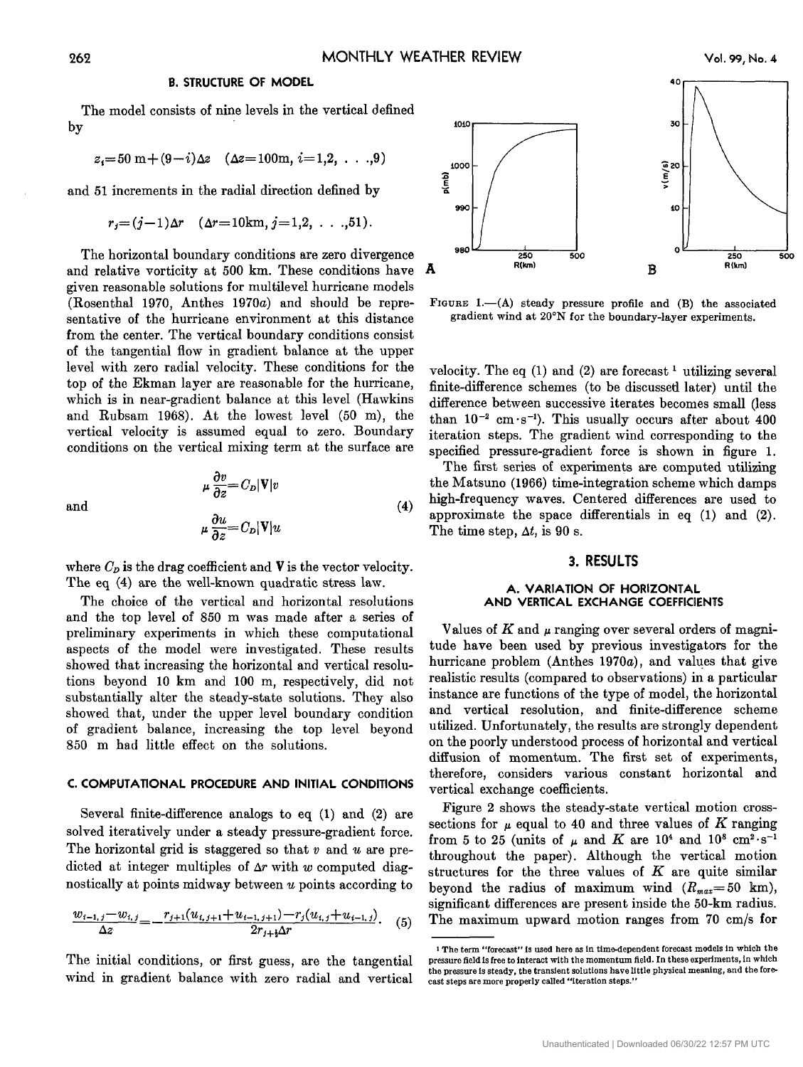### B. STRUCTURE OF MODEL

The model consists of nine levels in the vertical defined by

$$z_i = 50\text{ m} + (9-i)\Delta z \quad (\Delta z = 100\text{m}, i = 1,2, \ldots, 9)$$

and 51 increments in the radial direction defined by

$$r_j = (j-1)\Delta r \quad (\Delta r = 10\text{km}, j = 1,2, \ldots, 51).$$

The horizontal boundary conditions are zero divergence and relative vorticity at 500 km. These conditions have given reasonable solutions for multilevel hurricane models (Rosenthal 1970, Anthes 1970*a*) and should be representative of the hurricane environment at this distance from the center. The vertical boundary conditions consist of the tangential flow in gradient balance at the upper level with zero radial velocity. These conditions for the top of the Ekman layer are reasonable for the hurricane, which is in near-gradient balance at this level (Hawkins and Rubsam 1968). At the lowest level (50 m), the vertical velocity is assumed equal to zero. Boundary conditions on the vertical mixing term at the surface are

$$\mu \frac{\partial v}{\partial z} = C_D |\mathbf{V}| v$$

and

$$\mu \frac{\partial u}{\partial z} = C_D |\mathbf{V}| u \tag{4}$$

where $C_D$ is the drag coefficient and $\mathbf{V}$ is the vector velocity. The eq (4) are the well-known quadratic stress law.

The choice of the vertical and horizontal resolutions and the top level of 850 m was made after a series of preliminary experiments in which these computational aspects of the model were investigated. These results showed that increasing the horizontal and vertical resolutions beyond 10 km and 100 m, respectively, did not substantially alter the steady-state solutions. They also showed that, under the upper level boundary condition of gradient balance, increasing the top level beyond 850 m had little effect on the solutions.

### C. COMPUTATIONAL PROCEDURE AND INITIAL CONDITIONS

Several finite-difference analogs to eq (1) and (2) are solved iteratively under a steady pressure-gradient force. The horizontal grid is staggered so that $v$ and $u$ are predicted at integer multiples of $\Delta r$ with $w$ computed diagnostically at points midway between $u$ points according to

$$\frac{w_{i-1,j} - w_{i,j}}{\Delta z} = -\frac{r_{j+1}(u_{i,j+1} + u_{i-1,j+1}) - r_j(u_{i,j} + u_{i-1,j})}{2r_{j+\frac{1}{2}}\Delta r}. \tag{5}$$

The initial conditions, or first guess, are the tangential wind in gradient balance with zero radial and vertical velocity. The eq (1) and (2) are forecast[1] utilizing several finite-difference schemes (to be discussed later) until the difference between successive iterates becomes small (less than $10^{-2}$ cm·s$^{-1}$). This usually occurs after about 400 iteration steps. The gradient wind corresponding to the specified pressure-gradient force is shown in figure 1.

A: p(mb) 1010 1000 990 980; R(km) 250 500
B: v(m/s) 40 30 20 10 0; R(km) 250 500

FIGURE 1.—(A) steady pressure profile and (B) the associated gradient wind at 20°N for the boundary-layer experiments.

The first series of experiments are computed utilizing the Matsuno (1966) time-integration scheme which damps high-frequency waves. Centered differences are used to approximate the space differentials in eq (1) and (2). The time step, $\Delta t$, is 90 s.

## 3. RESULTS

### A. VARIATION OF HORIZONTAL AND VERTICAL EXCHANGE COEFFICIENTS

Values of $K$ and $\mu$ ranging over several orders of magnitude have been used by previous investigators for the hurricane problem (Anthes 1970*a*), and values that give realistic results (compared to observations) in a particular instance are functions of the type of model, the horizontal and vertical resolution, and finite-difference scheme utilized. Unfortunately, the results are strongly dependent on the poorly understood process of horizontal and vertical diffusion of momentum. The first set of experiments, therefore, considers various constant horizontal and vertical exchange coefficients.

Figure 2 shows the steady-state vertical motion cross-sections for $\mu$ equal to 40 and three values of $K$ ranging from 5 to 25 (units of $\mu$ and $K$ are $10^4$ and $10^8$ cm$^2$·s$^{-1}$ throughout the paper). Although the vertical motion structures for the three values of $K$ are quite similar beyond the radius of maximum wind ($R_{max}$= 50 km), significant differences are present inside the 50-km radius. The maximum upward motion ranges from 70 cm/s for

[1] The term "forecast" is used here as in time-dependent forecast models in which the pressure field is free to interact with the momentum field. In these experiments, in which the pressure is steady, the transient solutions have little physical meaning, and the forecast steps are more properly called "iteration steps."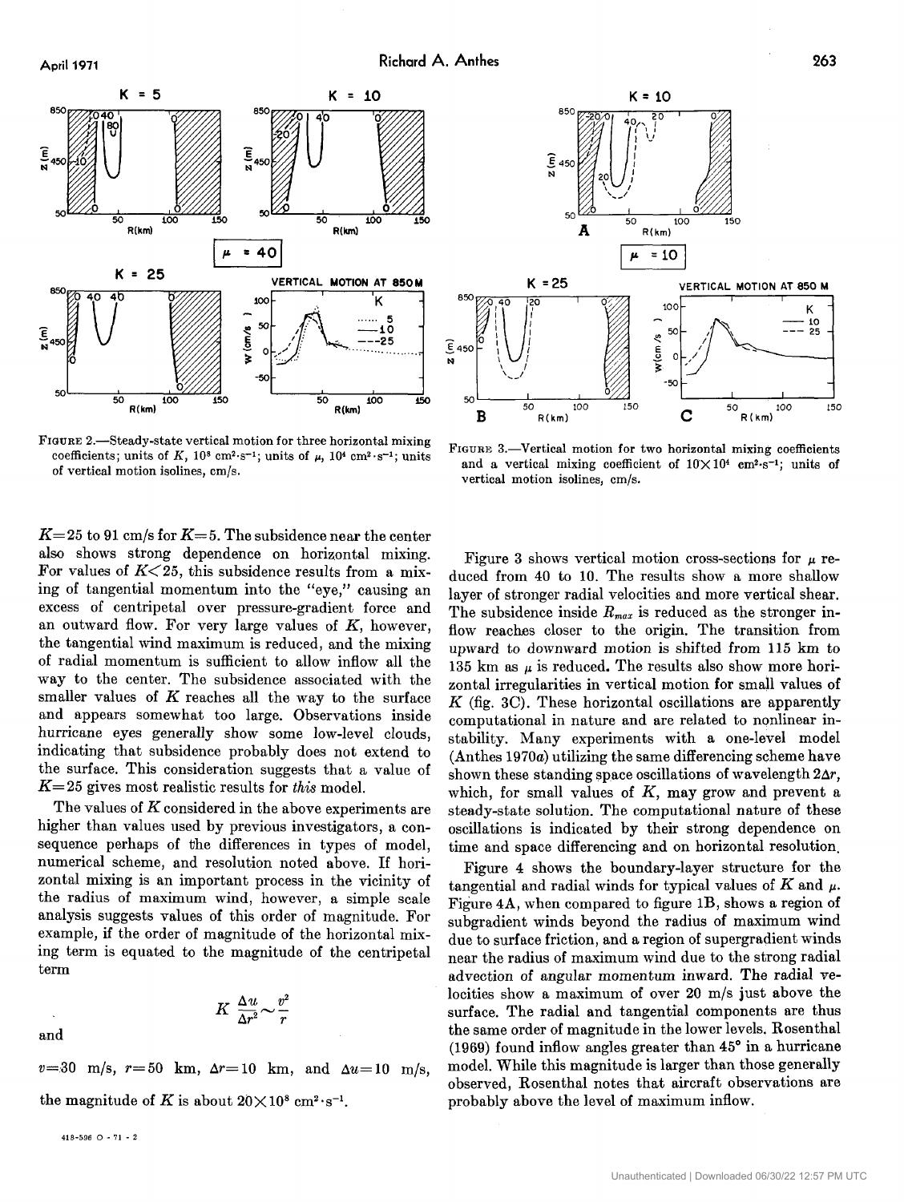K = 5

K = 10

K = 25

$\mu$ = 40

VERTICAL MOTION AT 850 M

FIGURE 2.—Steady-state vertical motion for three horizontal mixing coefficients; units of $K$, $10^8$ cm$^2\cdot$s$^{-1}$; units of $\mu$, $10^4$ cm$^2\cdot$s$^{-1}$; units of vertical motion isolines, cm/s.

K = 10

A

$\mu$ = 10

K = 25

B

VERTICAL MOTION AT 850 M

C

FIGURE 3.—Vertical motion for two horizontal mixing coefficients and a vertical mixing coefficient of $10\times10^4$ cm$^2\cdot$s$^{-1}$; units of vertical motion isolines, cm/s.

$K$=25 to 91 cm/s for $K$=5. The subsidence near the center also shows strong dependence on horizontal mixing. For values of $K<25$, this subsidence results from a mixing of tangential momentum into the "eye," causing an excess of centripetal over pressure-gradient force and an outward flow. For very large values of $K$, however, the tangential wind maximum is reduced, and the mixing of radial momentum is sufficient to allow inflow all the way to the center. The subsidence associated with the smaller values of $K$ reaches all the way to the surface and appears somewhat too large. Observations inside hurricane eyes generally show some low-level clouds, indicating that subsidence probably does not extend to the surface. This consideration suggests that a value of $K$=25 gives most realistic results for *this* model.

The values of $K$ considered in the above experiments are higher than values used by previous investigators, a consequence perhaps of the differences in types of model, numerical scheme, and resolution noted above. If horizontal mixing is an important process in the vicinity of the radius of maximum wind, however, a simple scale analysis suggests values of this order of magnitude. For example, if the order of magnitude of the horizontal mixing term is equated to the magnitude of the centripetal term

$$K\,\frac{\Delta u}{\Delta r^2}\sim\frac{v^2}{r}$$

and

$v$=30 m/s, $r$=50 km, $\Delta r$=10 km, and $\Delta u$=10 m/s, the magnitude of $K$ is about $20\times10^8$ cm$^2\cdot$s$^{-1}$.

Figure 3 shows vertical motion cross-sections for $\mu$ reduced from 40 to 10. The results show a more shallow layer of stronger radial velocities and more vertical shear. The subsidence inside $R_{max}$ is reduced as the stronger inflow reaches closer to the origin. The transition from upward to downward motion is shifted from 115 km to 135 km as $\mu$ is reduced. The results also show more horizontal irregularities in vertical motion for small values of $K$ (fig. 3C). These horizontal oscillations are apparently computational in nature and are related to nonlinear instability. Many experiments with a one-level model (Anthes 1970*a*) utilizing the same differencing scheme have shown these standing space oscillations of wavelength $2\Delta r$, which, for small values of $K$, may grow and prevent a steady-state solution. The computational nature of these oscillations is indicated by their strong dependence on time and space differencing and on horizontal resolution.

Figure 4 shows the boundary-layer structure for the tangential and radial winds for typical values of $K$ and $\mu$. Figure 4A, when compared to figure 1B, shows a region of subgradient winds beyond the radius of maximum wind due to surface friction, and a region of supergradient winds near the radius of maximum wind due to the strong radial advection of angular momentum inward. The radial velocities show a maximum of over 20 m/s just above the surface. The radial and tangential components are thus the same order of magnitude in the lower levels. Rosenthal (1969) found inflow angles greater than 45° in a hurricane model. While this magnitude is larger than those generally observed, Rosenthal notes that aircraft observations are probably above the level of maximum inflow.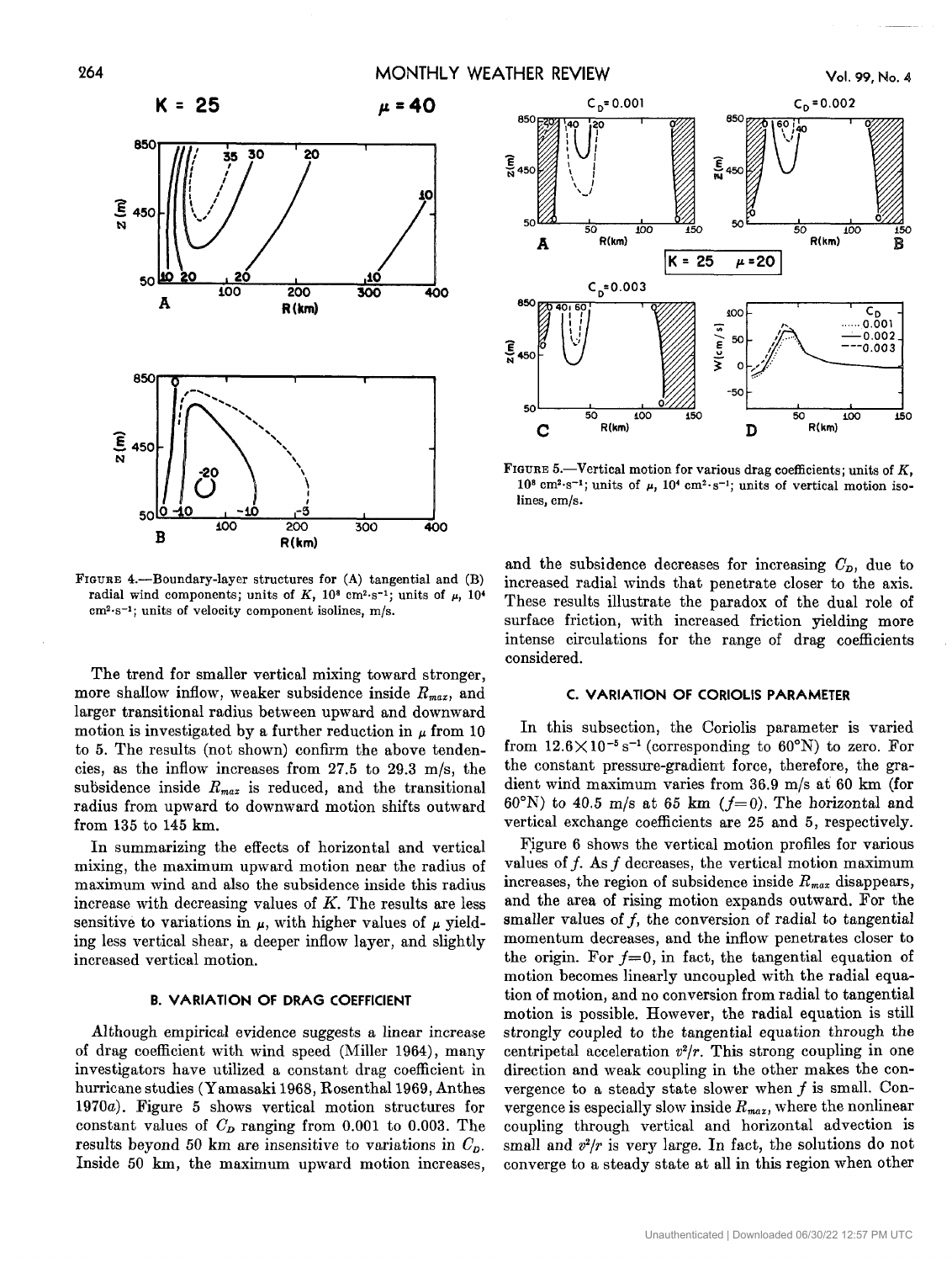K = 25 μ = 40

850
Z(m) 450
50
35 30 20
10
10 20 20 10
100 200 300 400
A R(km)

850
Z(m) 450
50
0
-20
0 -10 -10 -5
100 200 300 400
B R(km)

FIGURE 4.—Boundary-layer structures for (A) tangential and (B) radial wind components; units of $K$, $10^8$ cm$^2$·s$^{-1}$; units of $\mu$, $10^4$ cm$^2$·s$^{-1}$; units of velocity component isolines, m/s.

$C_D$=0.001
850
Z(m) 450
50
20 40 20 0
50 100 150
A R(km)

$C_D$=0.002
850
Z(m) 450
50
0 60 40 0
0
50 100 150
R(km) B

K = 25 μ = 20

$C_D$=0.003
850
Z(m) 450
50
0 40 60 0
0
0
50 100 150
C R(km)

100
W(cm/s) 50
0
-50
$C_D$
...... 0.001
—— 0.002
– – – 0.003
50 100 150
D R(km)

FIGURE 5.—Vertical motion for various drag coefficients; units of $K$, $10^8$ cm$^2$·s$^{-1}$; units of $\mu$, $10^4$ cm$^2$·s$^{-1}$; units of vertical motion isolines, cm/s.

The trend for smaller vertical mixing toward stronger, more shallow inflow, weaker subsidence inside $R_{max}$, and larger transitional radius between upward and downward motion is investigated by a further reduction in $\mu$ from 10 to 5. The results (not shown) confirm the above tendencies, as the inflow increases from 27.5 to 29.3 m/s, the subsidence inside $R_{max}$ is reduced, and the transitional radius from upward to downward motion shifts outward from 135 to 145 km.

In summarizing the effects of horizontal and vertical mixing, the maximum upward motion near the radius of maximum wind and also the subsidence inside this radius increase with decreasing values of $K$. The results are less sensitive to variations in $\mu$, with higher values of $\mu$ yielding less vertical shear, a deeper inflow layer, and slightly increased vertical motion.

### B. VARIATION OF DRAG COEFFICIENT

Although empirical evidence suggests a linear increase of drag coefficient with wind speed (Miller 1964), many investigators have utilized a constant drag coefficient in hurricane studies (Yamasaki 1968, Rosenthal 1969, Anthes 1970*a*). Figure 5 shows vertical motion structures for constant values of $C_D$ ranging from 0.001 to 0.003. The results beyond 50 km are insensitive to variations in $C_D$. Inside 50 km, the maximum upward motion increases, and the subsidence decreases for increasing $C_D$, due to increased radial winds that penetrate closer to the axis. These results illustrate the paradox of the dual role of surface friction, with increased friction yielding more intense circulations for the range of drag coefficients considered.

### C. VARIATION OF CORIOLIS PARAMETER

In this subsection, the Coriolis parameter is varied from $12.6\times10^{-5}$ s$^{-1}$ (corresponding to 60°N) to zero. For the constant pressure-gradient force, therefore, the gradient wind maximum varies from 36.9 m/s at 60 km (for 60°N) to 40.5 m/s at 65 km ($f$=0). The horizontal and vertical exchange coefficients are 25 and 5, respectively.

Figure 6 shows the vertical motion profiles for various values of $f$. As $f$ decreases, the vertical motion maximum increases, the region of subsidence inside $R_{max}$ disappears, and the area of rising motion expands outward. For the smaller values of $f$, the conversion of radial to tangential momentum decreases, and the inflow penetrates closer to the origin. For $f$=0, in fact, the tangential equation of motion becomes linearly uncoupled with the radial equation of motion, and no conversion from radial to tangential motion is possible. However, the radial equation is still strongly coupled to the tangential equation through the centripetal acceleration $v^2/r$. This strong coupling in one direction and weak coupling in the other makes the convergence to a steady state slower when $f$ is small. Convergence is especially slow inside $R_{max}$, where the nonlinear coupling through vertical and horizontal advection is small and $v^2/r$ is very large. In fact, the solutions do not converge to a steady state at all in this region when other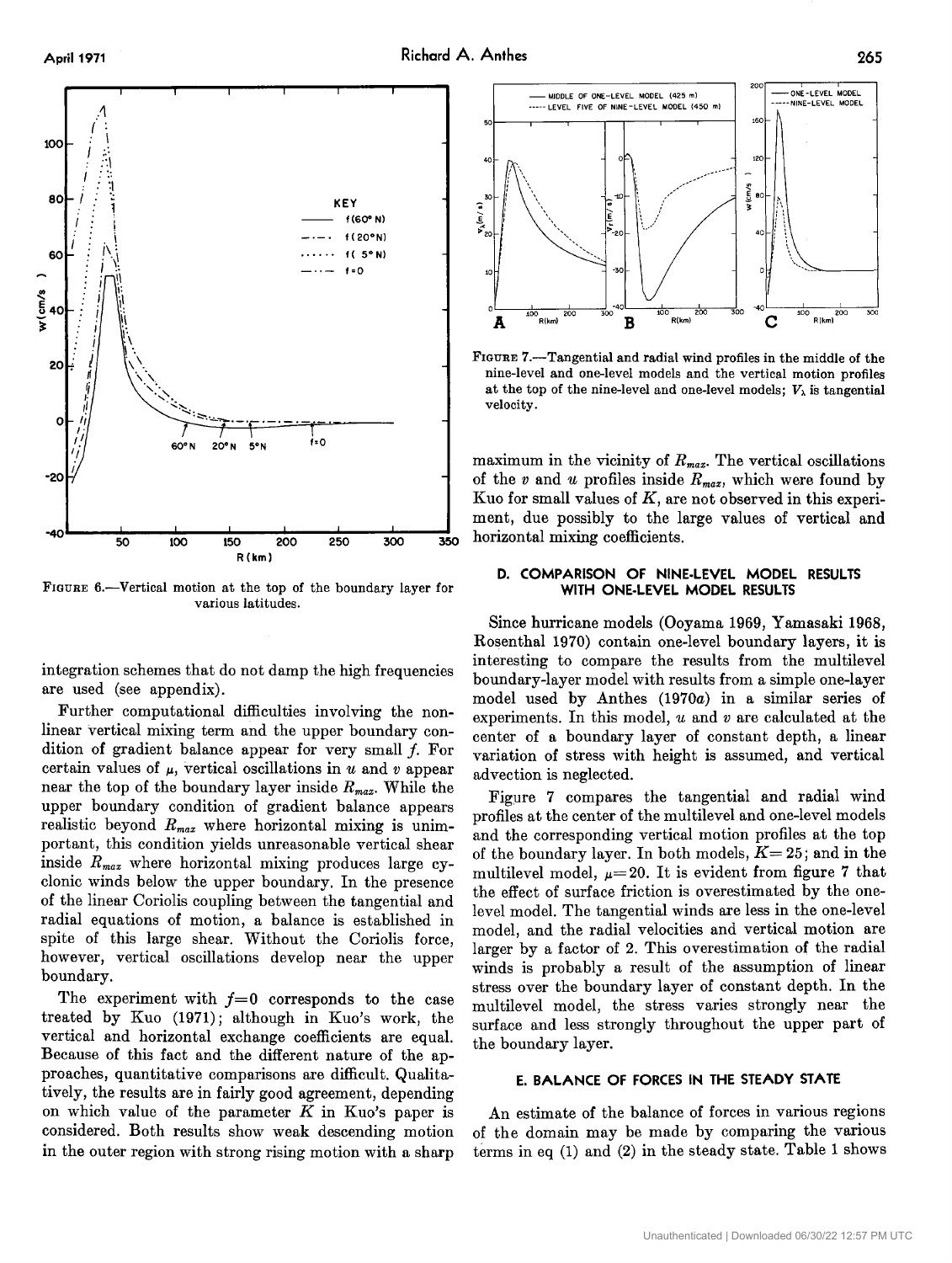KEY

f(60° N)

f(20°N)

f( 5°N)

f=0

W (cm/s)

R (km)

60°N 20°N 5°N f=0

FIGURE 6.—Vertical motion at the top of the boundary layer for various latitudes.

integration schemes that do not damp the high frequencies are used (see appendix).

Further computational difficulties involving the nonlinear vertical mixing term and the upper boundary condition of gradient balance appear for very small $f$. For certain values of $\mu$, vertical oscillations in $u$ and $v$ appear near the top of the boundary layer inside $R_{max}$. While the upper boundary condition of gradient balance appears realistic beyond $R_{max}$ where horizontal mixing is unimportant, this condition yields unreasonable vertical shear inside $R_{max}$ where horizontal mixing produces large cyclonic winds below the upper boundary. In the presence of the linear Coriolis coupling between the tangential and radial equations of motion, a balance is established in spite of this large shear. Without the Coriolis force, however, vertical oscillations develop near the upper boundary.

The experiment with $f=0$ corresponds to the case treated by Kuo (1971); although in Kuo's work, the vertical and horizontal exchange coefficients are equal. Because of this fact and the different nature of the approaches, quantitative comparisons are difficult. Qualitatively, the results are in fairly good agreement, depending on which value of the parameter $K$ in Kuo's paper is considered. Both results show weak descending motion in the outer region with strong rising motion with a sharp

MIDDLE OF ONE-LEVEL MODEL (425 m)

LEVEL FIVE OF NINE-LEVEL MODEL (450 m)

ONE-LEVEL MODEL

NINE-LEVEL MODEL

$V_\lambda$(m/s)

$V_r$(m/s)

w(cm/s)

R(km)

A B C

FIGURE 7.—Tangential and radial wind profiles in the middle of the nine-level and one-level models and the vertical motion profiles at the top of the nine-level and one-level models; $V_\lambda$ is tangential velocity.

maximum in the vicinity of $R_{max}$. The vertical oscillations of the $v$ and $u$ profiles inside $R_{max}$, which were found by Kuo for small values of $K$, are not observed in this experiment, due possibly to the large values of vertical and horizontal mixing coefficients.

### D. COMPARISON OF NINE-LEVEL MODEL RESULTS WITH ONE-LEVEL MODEL RESULTS

Since hurricane models (Ooyama 1969, Yamasaki 1968, Rosenthal 1970) contain one-level boundary layers, it is interesting to compare the results from the multilevel boundary-layer model with results from a simple one-layer model used by Anthes (1970a) in a similar series of experiments. In this model, $u$ and $v$ are calculated at the center of a boundary layer of constant depth, a linear variation of stress with height is assumed, and vertical advection is neglected.

Figure 7 compares the tangential and radial wind profiles at the center of the multilevel and one-level models and the corresponding vertical motion profiles at the top of the boundary layer. In both models, $K=25$; and in the multilevel model, $\mu=20$. It is evident from figure 7 that the effect of surface friction is overestimated by the one-level model. The tangential winds are less in the one-level model, and the radial velocities and vertical motion are larger by a factor of 2. This overestimation of the radial winds is probably a result of the assumption of linear stress over the boundary layer of constant depth. In the multilevel model, the stress varies strongly near the surface and less strongly throughout the upper part of the boundary layer.

### E. BALANCE OF FORCES IN THE STEADY STATE

An estimate of the balance of forces in various regions of the domain may be made by comparing the various terms in eq (1) and (2) in the steady state. Table 1 shows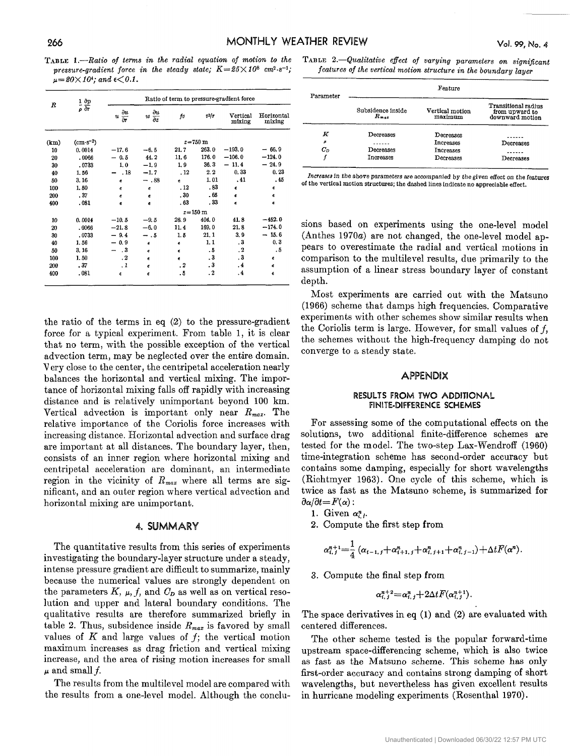Table 1.—*Ratio of terms in the radial equation of motion to the pressure-gradient force in the steady state; $K=25\times 10^8$ $cm^2\cdot s^{-1}$; $\mu=20\times 10^4$; and $\epsilon<0.1$.*

| $R$ | $\frac{1}{\rho}\frac{\partial p}{\partial r}$ | Ratio of term to pressure-gradient force | | | | | |
|---|---|---|---|---|---|---|---|
| | | $u\frac{\partial u}{\partial r}$ | $w\frac{\partial u}{\partial z}$ | $fv$ | $v^2/r$ | Vertical mixing | Horizontal mixing |
| (km) | ($cm\cdot s^{-2}$) | $z$=750 m | | | | | |
| 10 | 0.0014 | −17.6 | −6.5 | 21.7 | 263.0 | −193.0 | −66.9 |
| 20 | .0066 | −0.5 | 44.2 | 11.6 | 176.0 | −106.0 | −124.0 |
| 30 | .0733 | 1.0 | −1.9 | 1.9 | 36.3 | −11.4 | −24.9 |
| 40 | 1.56 | −.18 | −1.7 | .12 | 2.2 | 0.33 | 0.23 |
| 50 | 3.16 | $\epsilon$ | −.88 | $\epsilon$ | 1.01 | .41 | .45 |
| 100 | 1.50 | $\epsilon$ | $\epsilon$ | .12 | .83 | $\epsilon$ | $\epsilon$ |
| 200 | .37 | $\epsilon$ | $\epsilon$ | .30 | .65 | $\epsilon$ | $\epsilon$ |
| 400 | .081 | $\epsilon$ | $\epsilon$ | .63 | .33 | $\epsilon$ | $\epsilon$ |
| | | $z$=150 m | | | | | |
| 10 | 0.0014 | −10.5 | −9.5 | 26.9 | 404.0 | 41.8 | −452.0 |
| 20 | .0066 | −21.8 | −6.0 | 11.4 | 169.0 | 21.8 | −174.0 |
| 30 | .0733 | −9.4 | −.5 | 1.5 | 21.1 | 3.9 | −15.6 |
| 40 | 1.56 | −0.9 | $\epsilon$ | $\epsilon$ | 1.1 | .3 | 0.3 |
| 50 | 3.16 | −.3 | $\epsilon$ | $\epsilon$ | .5 | .2 | .5 |
| 100 | 1.50 | .2 | $\epsilon$ | $\epsilon$ | .3 | .3 | $\epsilon$ |
| 200 | .37 | .1 | $\epsilon$ | .2 | .3 | .4 | $\epsilon$ |
| 400 | .081 | $\epsilon$ | $\epsilon$ | .5 | .2 | .4 | $\epsilon$ |

the ratio of the terms in eq (2) to the pressure-gradient force for a typical experiment. From table 1, it is clear that no term, with the possible exception of the vertical advection term, may be neglected over the entire domain. Very close to the center, the centripetal acceleration nearly balances the horizontal and vertical mixing. The importance of horizontal mixing falls off rapidly with increasing distance and is relatively unimportant beyond 100 km. Vertical advection is important only near $R_{max}$. The relative importance of the Coriolis force increases with increasing distance. Horizontal advection and surface drag are important at all distances. The boundary layer, then, consists of an inner region where horizontal mixing and centripetal acceleration are dominant, an intermediate region in the vicinity of $R_{max}$ where all terms are significant, and an outer region where vertical advection and horizontal mixing are unimportant.

## 4. SUMMARY

The quantitative results from this series of experiments investigating the boundary-layer structure under a steady, intense pressure gradient are difficult to summarize, mainly because the numerical values are strongly dependent on the parameters $K$, $\mu$, $f$, and $C_D$ as well as on vertical resolution and upper and lateral boundary conditions. The qualitative results are therefore summarized briefly in table 2. Thus, subsidence inside $R_{max}$ is favored by small values of $K$ and large values of $f$; the vertical motion maximum increases as drag friction and vertical mixing increase, and the area of rising motion increases for small $\mu$ and small $f$.

The results from the multilevel model are compared with the results from a one-level model. Although the conclusions based on experiments using the one-level model (Anthes 1970*a*) are not changed, the one-level model appears to overestimate the radial and vertical motions in comparison to the multilevel results, due primarily to the assumption of a linear stress boundary layer of constant depth.

Most experiments are carried out with the Matsuno (1966) scheme that damps high frequencies. Comparative experiments with other schemes show similar results when the Coriolis term is large. However, for small values of $f$, the schemes without the high-frequency damping do not converge to a steady state.

Table 2.—*Qualitative effect of varying parameters on significant features of the vertical motion structure in the boundary layer*

| Parameter | Feature | | |
|---|---|---|---|
| | Subsidence inside $R_{max}$ | Vertical motion maximum | Transitional radius from upward to downward motion |
| $K$ | Decreases | Decreases | ------ |
| $\mu$ | ------ | Increases | Decreases |
| $C_D$ | Decreases | Increases | ------ |
| $f$ | Increases | Decreases | Decreases |

*Increases* in the above parameters are accompanied by the given effect on the features of the vertical motion structures; the dashed lines indicate no appreciable effect.

## APPENDIX

### RESULTS FROM TWO ADDITIONAL FINITE-DIFFERENCE SCHEMES

For assessing some of the computational effects on the solutions, two additional finite-difference schemes are tested for the model. The two-step Lax-Wendroff (1960) time-integration scheme has second-order accuracy but contains some damping, especially for short wavelengths (Richtmyer 1963). One cycle of this scheme, which is twice as fast as the Matsuno scheme, is summarized for $\partial\alpha/\partial t=F(\alpha)$:

1. Given $\alpha^n_{i,j}$.
2. Compute the first step from

$$\alpha^{n+1}_{i,j}=\frac{1}{4}\left(\alpha_{i-1,j}+\alpha^n_{i+1,j}+\alpha^n_{i,j+1}+\alpha^n_{i,j-1}\right)+\Delta tF(\alpha^n).$$

3. Compute the final step from

$$\alpha^{n+2}_{i,j}=\alpha^n_{i,j}+2\Delta tF(\alpha^{n+1}_{i,j}).$$

The space derivatives in eq (1) and (2) are evaluated with centered differences.

The other scheme tested is the popular forward-time upstream space-differencing scheme, which is also twice as fast as the Matsuno scheme. This scheme has only first-order accuracy and contains strong damping of short wavelengths, but nevertheless has given excellent results in hurricane modeling experiments (Rosenthal 1970).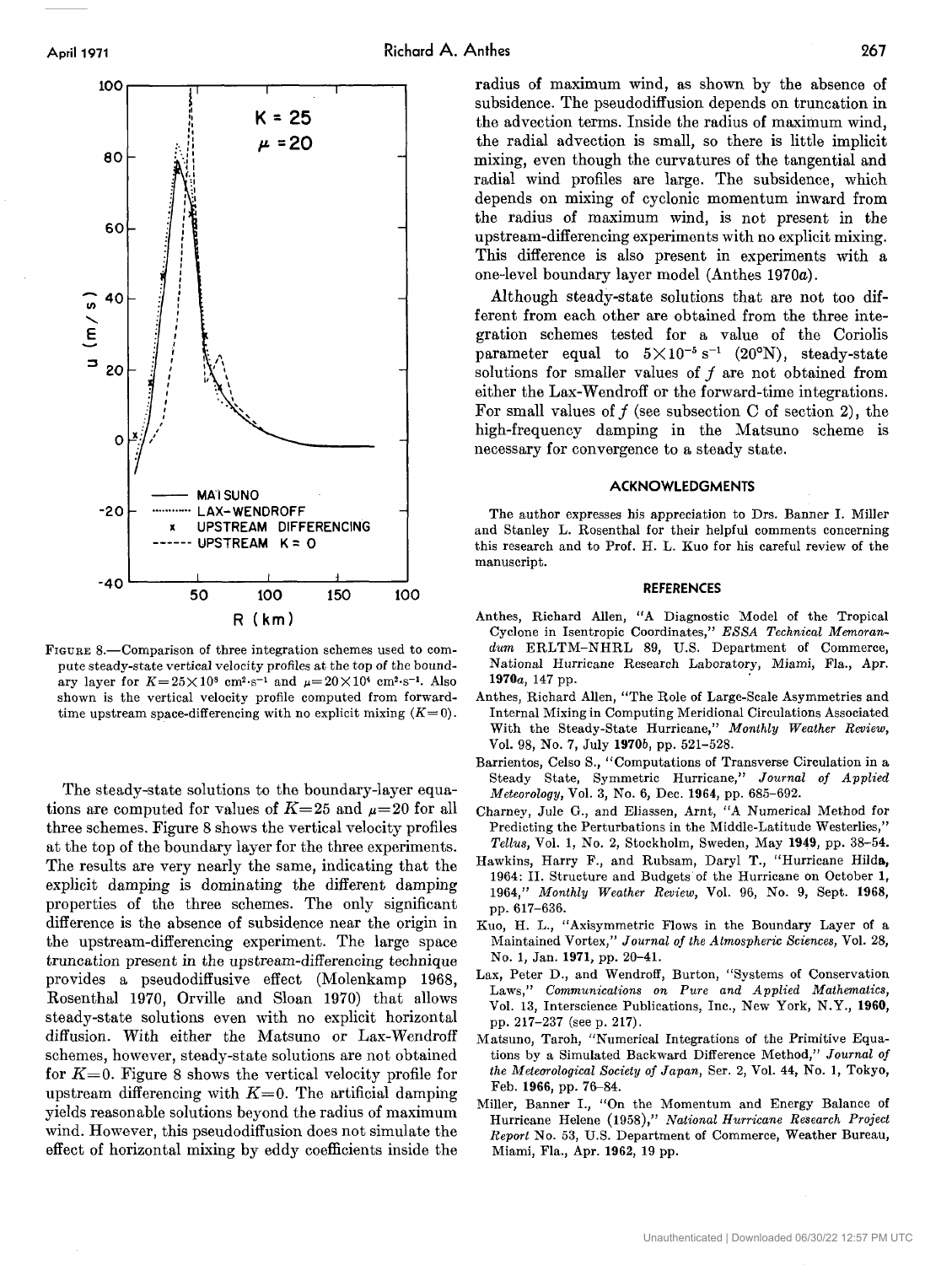K = 25

$\mu$ = 20

u (m/s)

100

80

60

40

20

0

-20

-40

50 100 150 100

R (km)

MATSUNO

LAX-WENDROFF

x UPSTREAM DIFFERENCING

UPSTREAM K = 0

FIGURE 8.—Comparison of three integration schemes used to compute steady-state vertical velocity profiles at the top of the boundary layer for $K=25\times10^8$ cm$^2\cdot$s$^{-1}$ and $\mu=20\times10^4$ cm$^2\cdot$s$^{-1}$. Also shown is the vertical velocity profile computed from forward-time upstream space-differencing with no explicit mixing ($K=0$).

The steady-state solutions to the boundary-layer equations are computed for values of $K=25$ and $\mu=20$ for all three schemes. Figure 8 shows the vertical velocity profiles at the top of the boundary layer for the three experiments. The results are very nearly the same, indicating that the explicit damping is dominating the different damping properties of the three schemes. The only significant difference is the absence of subsidence near the origin in the upstream-differencing experiment. The large space truncation present in the upstream-differencing technique provides a pseudodiffusive effect (Molenkamp 1968, Rosenthal 1970, Orville and Sloan 1970) that allows steady-state solutions even with no explicit horizontal diffusion. With either the Matsuno or Lax-Wendroff schemes, however, steady-state solutions are not obtained for $K=0$. Figure 8 shows the vertical velocity profile for upstream differencing with $K=0$. The artificial damping yields reasonable solutions beyond the radius of maximum wind. However, this pseudodiffusion does not simulate the effect of horizontal mixing by eddy coefficients inside the radius of maximum wind, as shown by the absence of subsidence. The pseudodiffusion depends on truncation in the advection terms. Inside the radius of maximum wind, the radial advection is small, so there is little implicit mixing, even though the curvatures of the tangential and radial wind profiles are large. The subsidence, which depends on mixing of cyclonic momentum inward from the radius of maximum wind, is not present in the upstream-differencing experiments with no explicit mixing. This difference is also present in experiments with a one-level boundary layer model (Anthes 1970*a*).

Although steady-state solutions that are not too different from each other are obtained from the three integration schemes tested for a value of the Coriolis parameter equal to $5\times10^{-5}$ s$^{-1}$ (20°N), steady-state solutions for smaller values of $f$ are not obtained from either the Lax-Wendroff or the forward-time integrations. For small values of $f$ (see subsection C of section 2), the high-frequency damping in the Matsuno scheme is necessary for convergence to a steady state.

## ACKNOWLEDGMENTS

The author expresses his appreciation to Drs. Banner I. Miller and Stanley L. Rosenthal for their helpful comments concerning this research and to Prof. H. L. Kuo for his careful review of the manuscript.

## REFERENCES

Anthes, Richard Allen, "A Diagnostic Model of the Tropical Cyclone in Isentropic Coordinates," *ESSA Technical Memorandum* ERLTM-NHRL 89, U.S. Department of Commerce, National Hurricane Research Laboratory, Miami, Fla., Apr. **1970*a***, 147 pp.

Anthes, Richard Allen, "The Role of Large-Scale Asymmetries and Internal Mixing in Computing Meridional Circulations Associated With the Steady-State Hurricane," *Monthly Weather Review*, Vol. 98, No. 7, July **1970*b***, pp. 521–528.

Barrientos, Celso S., "Computations of Transverse Circulation in a Steady State, Symmetric Hurricane," *Journal of Applied Meteorology*, Vol. 3, No. 6, Dec. **1964**, pp. 685–692.

Charney, Jule G., and Eliassen, Arnt, "A Numerical Method for Predicting the Perturbations in the Middle-Latitude Westerlies," *Tellus*, Vol. 1, No. 2, Stockholm, Sweden, May **1949**, pp. 38–54.

Hawkins, Harry F., and Rubsam, Daryl T., "Hurricane Hilda, 1964: II. Structure and Budgets of the Hurricane on October 1, 1964," *Monthly Weather Review*, Vol. 96, No. 9, Sept. **1968**, pp. 617–636.

Kuo, H. L., "Axisymmetric Flows in the Boundary Layer of a Maintained Vortex," *Journal of the Atmospheric Sciences*, Vol. 28, No. 1, Jan. **1971**, pp. 20–41.

Lax, Peter D., and Wendroff, Burton, "Systems of Conservation Laws," *Communications on Pure and Applied Mathematics*, Vol. 13, Interscience Publications, Inc., New York, N.Y., **1960**, pp. 217–237 (see p. 217).

Matsuno, Taroh, "Numerical Integrations of the Primitive Equations by a Simulated Backward Difference Method," *Journal of the Meteorological Society of Japan*, Ser. 2, Vol. 44, No. 1, Tokyo, Feb. **1966**, pp. 76–84.

Miller, Banner I., "On the Momentum and Energy Balance of Hurricane Helene (1958)," *National Hurricane Research Project Report* No. 53, U.S. Department of Commerce, Weather Bureau, Miami, Fla., Apr. **1962**, 19 pp.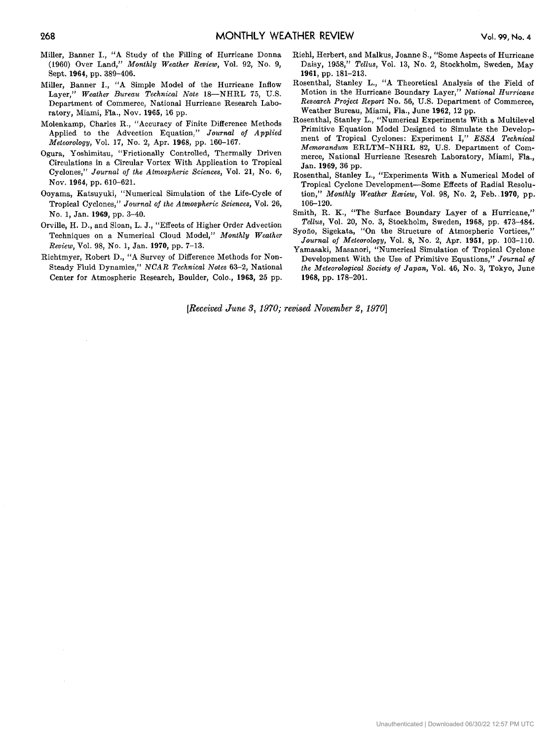Miller, Banner I., "A Study of the Filling of Hurricane Donna (1960) Over Land," *Monthly Weather Review*, Vol. 92, No. 9, Sept. **1964**, pp. 389–406.

Miller, Banner I., "A Simple Model of the Hurricane Inflow Layer," *Weather Bureau Technical Note* 18—NHRL 75, U.S. Department of Commerce, National Hurricane Research Laboratory, Miami, Fla., Nov. **1965**, 16 pp.

Molenkamp, Charles R., "Accuracy of Finite Difference Methods Applied to the Advection Equation," *Journal of Applied Meteorology*, Vol. 17, No. 2, Apr. **1968**, pp. 160–167.

Ogura, Yoshimitsu, "Frictionally Controlled, Thermally Driven Circulations in a Circular Vortex With Application to Tropical Cyclones," *Journal of the Atmospheric Sciences*, Vol. 21, No. 6, Nov. **1964**, pp. 610–621.

Ooyama, Katsuyuki, "Numerical Simulation of the Life-Cycle of Tropical Cyclones," *Journal of the Atmospheric Sciences*, Vol. 26, No. 1, Jan. **1969**, pp. 3–40.

Orville, H. D., and Sloan, L. J., "Effects of Higher Order Advection Techniques on a Numerical Cloud Model," *Monthly Weather Review*, Vol. 98, No. 1, Jan. **1970**, pp. 7–13.

Richtmyer, Robert D., "A Survey of Difference Methods for Non-Steady Fluid Dynamics," *NCAR Technical Notes* 63–2, National Center for Atmospheric Research, Boulder, Colo., **1963**, 25 pp.

Riehl, Herbert, and Malkus, Joanne S., "Some Aspects of Hurricane Daisy, 1958," *Tellus*, Vol. 13, No. 2, Stockholm, Sweden, May **1961**, pp. 181–213.

Rosenthal, Stanley L., "A Theoretical Analysis of the Field of Motion in the Hurricane Boundary Layer," *National Hurricane Research Project Report* No. 56, U.S. Department of Commerce, Weather Bureau, Miami, Fla., June **1962**, 12 pp.

Rosenthal, Stanley L., "Numerical Experiments With a Multilevel Primitive Equation Model Designed to Simulate the Development of Tropical Cyclones: Experiment I," *ESSA Technical Memorandum* ERLTM–NHRL 82, U.S. Department of Commerce, National Hurricane Research Laboratory, Miami, Fla., Jan. **1969**, 36 pp.

Rosenthal, Stanley L., "Experiments With a Numerical Model of Tropical Cyclone Development—Some Effects of Radial Resolution," *Monthly Weather Review*, Vol. 98, No. 2, Feb. **1970**, pp. 106–120.

Smith, R. K., "The Surface Boundary Layer of a Hurricane," *Tellus*, Vol. 20, No. 3, Stockholm, Sweden, **1968**, pp. 473–484.

Syoño, Sigekata, "On the Structure of Atmospheric Vortices," *Journal of Meteorology*, Vol. 8, No. 2, Apr. **1951**, pp. 103–110.

Yamasaki, Masanori, "Numerical Simulation of Tropical Cyclone Development With the Use of Primitive Equations," *Journal of the Meteorological Society of Japan*, Vol. 46, No. 3, Tokyo, June **1968**, pp. 178–201.

*[Received June 3, 1970; revised November 2, 1970]*